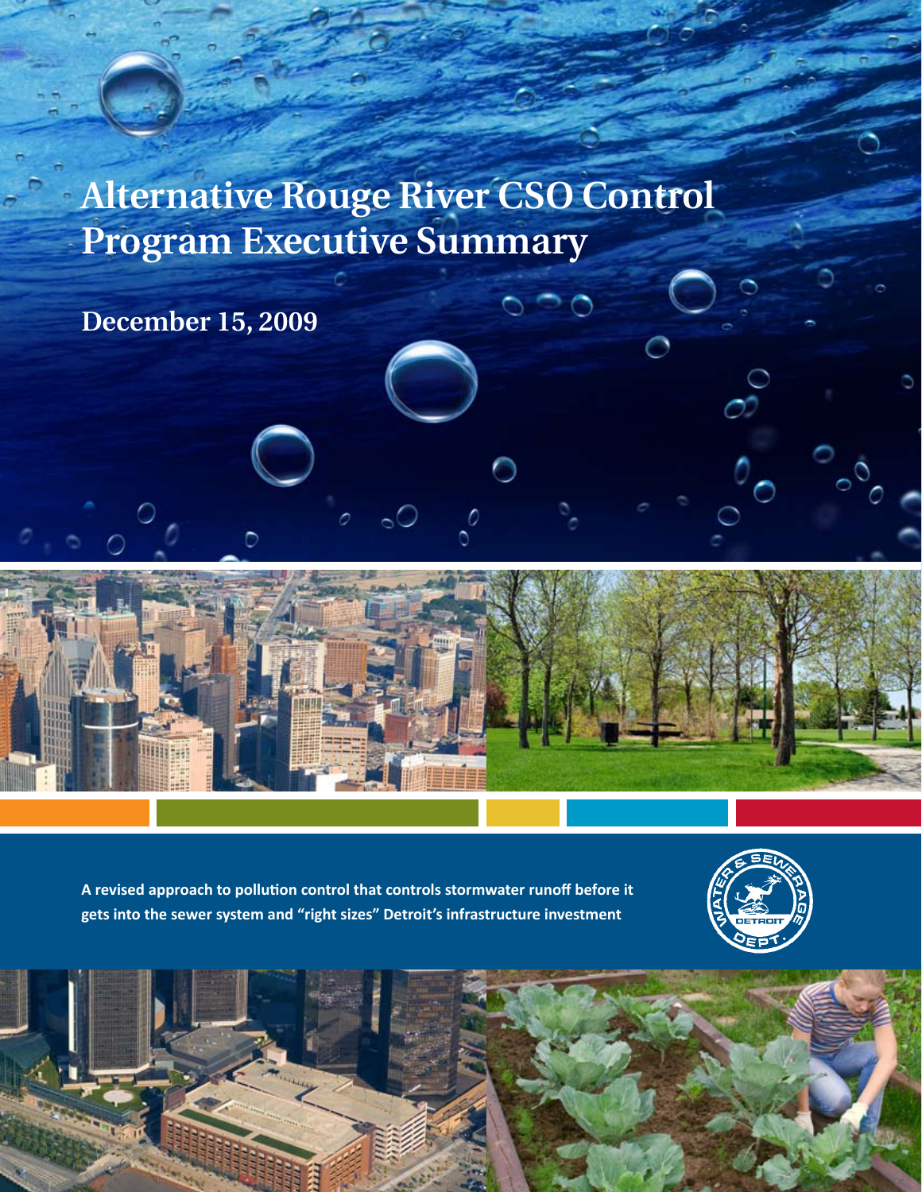# Alternative Rouge River CSO Control Program Executive Summary

December 15, 2009

**A revised approach to pollution control that controls stormwater runoff before it gets into the sewer system and "right sizes" Detroit's infrastructure investment**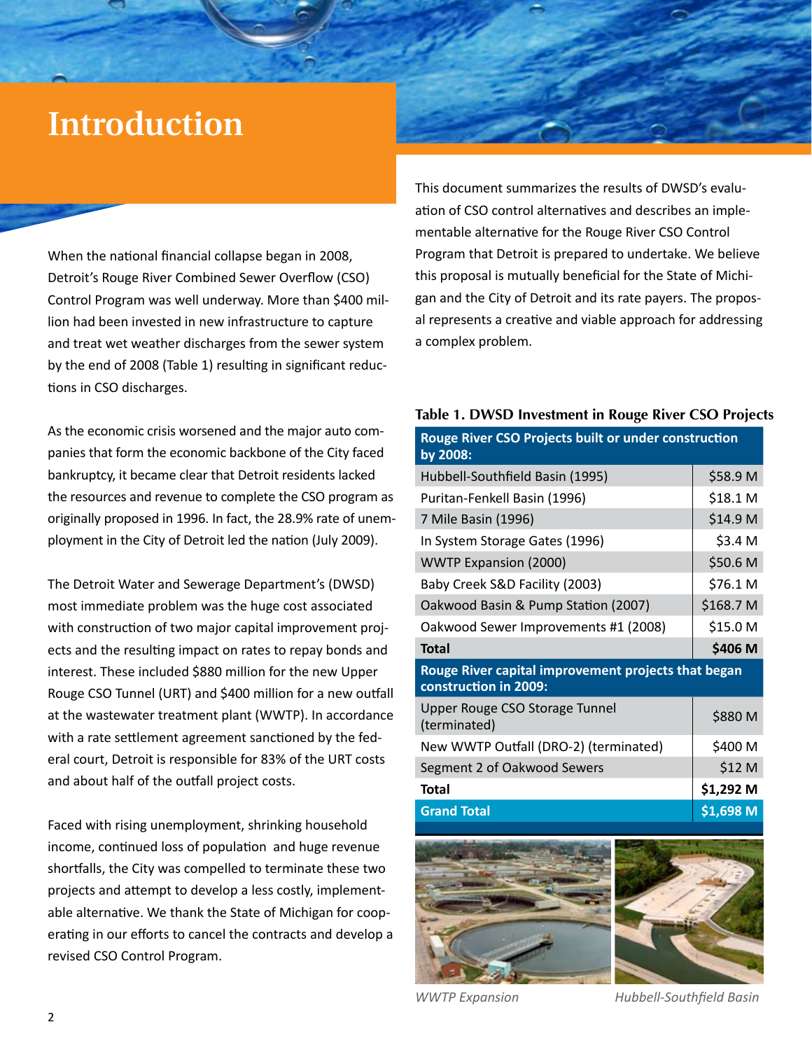# Introduction

When the national financial collapse began in 2008, Detroit's Rouge River Combined Sewer Overflow (CSO) Control Program was well underway. More than $400 million had been invested in new infrastructure to capture and treat wet weather discharges from the sewer system by the end of 2008 (Table 1) resulting in significant reductions in CSO discharges.

As the economic crisis worsened and the major auto companies that form the economic backbone of the City faced bankruptcy, it became clear that Detroit residents lacked the resources and revenue to complete the CSO program as originally proposed in 1996. In fact, the 28.9% rate of unemployment in the City of Detroit led the nation (July 2009).

The Detroit Water and Sewerage Department's (DWSD) most immediate problem was the huge cost associated with construction of two major capital improvement projects and the resulting impact on rates to repay bonds and interest. These included $880 million for the new Upper Rouge CSO Tunnel (URT) and $400 million for a new outfall at the wastewater treatment plant (WWTP). In accordance with a rate settlement agreement sanctioned by the federal court, Detroit is responsible for 83% of the URT costs and about half of the outfall project costs.

Faced with rising unemployment, shrinking household income, continued loss of population and huge revenue shortfalls, the City was compelled to terminate these two projects and attempt to develop a less costly, implementable alternative. We thank the State of Michigan for cooperating in our efforts to cancel the contracts and develop a revised CSO Control Program.

This document summarizes the results of DWSD's evaluation of CSO control alternatives and describes an implementable alternative for the Rouge River CSO Control Program that Detroit is prepared to undertake. We believe this proposal is mutually beneficial for the State of Michigan and the City of Detroit and its rate payers. The proposal represents a creative and viable approach for addressing a complex problem.

**Table 1. DWSD Investment in Rouge River CSO Projects**

| Rouge River CSO Projects built or under construction by 2008: | |
|---|---|
| Hubbell-Southfield Basin (1995) | $58.9 M |
| Puritan-Fenkell Basin (1996) | $18.1 M |
| 7 Mile Basin (1996) | $14.9 M |
| In System Storage Gates (1996) | $3.4 M |
| WWTP Expansion (2000) | $50.6 M |
| Baby Creek S&D Facility (2003) | $76.1 M |
| Oakwood Basin & Pump Station (2007) | $168.7 M |
| Oakwood Sewer Improvements #1 (2008) | $15.0 M |
| **Total** | **$406 M** |
| **Rouge River capital improvement projects that began construction in 2009:** | |
| Upper Rouge CSO Storage Tunnel (terminated) | $880 M |
| New WWTP Outfall (DRO-2) (terminated) | $400 M |
| Segment 2 of Oakwood Sewers | $12 M |
| **Total** | **$1,292 M** |
| **Grand Total** | **$1,698 M** |

*WWTP Expansion*

*Hubbell-Southfield Basin*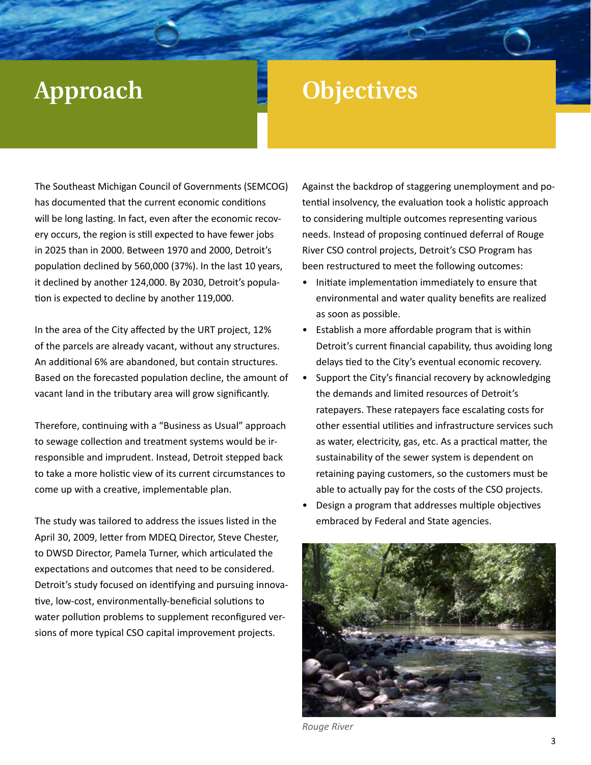# Approach

The Southeast Michigan Council of Governments (SEMCOG) has documented that the current economic conditions will be long lasting. In fact, even after the economic recovery occurs, the region is still expected to have fewer jobs in 2025 than in 2000. Between 1970 and 2000, Detroit's population declined by 560,000 (37%). In the last 10 years, it declined by another 124,000. By 2030, Detroit's population is expected to decline by another 119,000.

In the area of the City affected by the URT project, 12% of the parcels are already vacant, without any structures. An additional 6% are abandoned, but contain structures. Based on the forecasted population decline, the amount of vacant land in the tributary area will grow significantly.

Therefore, continuing with a "Business as Usual" approach to sewage collection and treatment systems would be irresponsible and imprudent. Instead, Detroit stepped back to take a more holistic view of its current circumstances to come up with a creative, implementable plan.

The study was tailored to address the issues listed in the April 30, 2009, letter from MDEQ Director, Steve Chester, to DWSD Director, Pamela Turner, which articulated the expectations and outcomes that need to be considered. Detroit's study focused on identifying and pursuing innovative, low-cost, environmentally-beneficial solutions to water pollution problems to supplement reconfigured versions of more typical CSO capital improvement projects.

# Objectives

Against the backdrop of staggering unemployment and potential insolvency, the evaluation took a holistic approach to considering multiple outcomes representing various needs. Instead of proposing continued deferral of Rouge River CSO control projects, Detroit's CSO Program has been restructured to meet the following outcomes:

- Initiate implementation immediately to ensure that environmental and water quality benefits are realized as soon as possible.
- Establish a more affordable program that is within Detroit's current financial capability, thus avoiding long delays tied to the City's eventual economic recovery.
- Support the City's financial recovery by acknowledging the demands and limited resources of Detroit's ratepayers. These ratepayers face escalating costs for other essential utilities and infrastructure services such as water, electricity, gas, etc. As a practical matter, the sustainability of the sewer system is dependent on retaining paying customers, so the customers must be able to actually pay for the costs of the CSO projects.
- Design a program that addresses multiple objectives embraced by Federal and State agencies.

*Rouge River*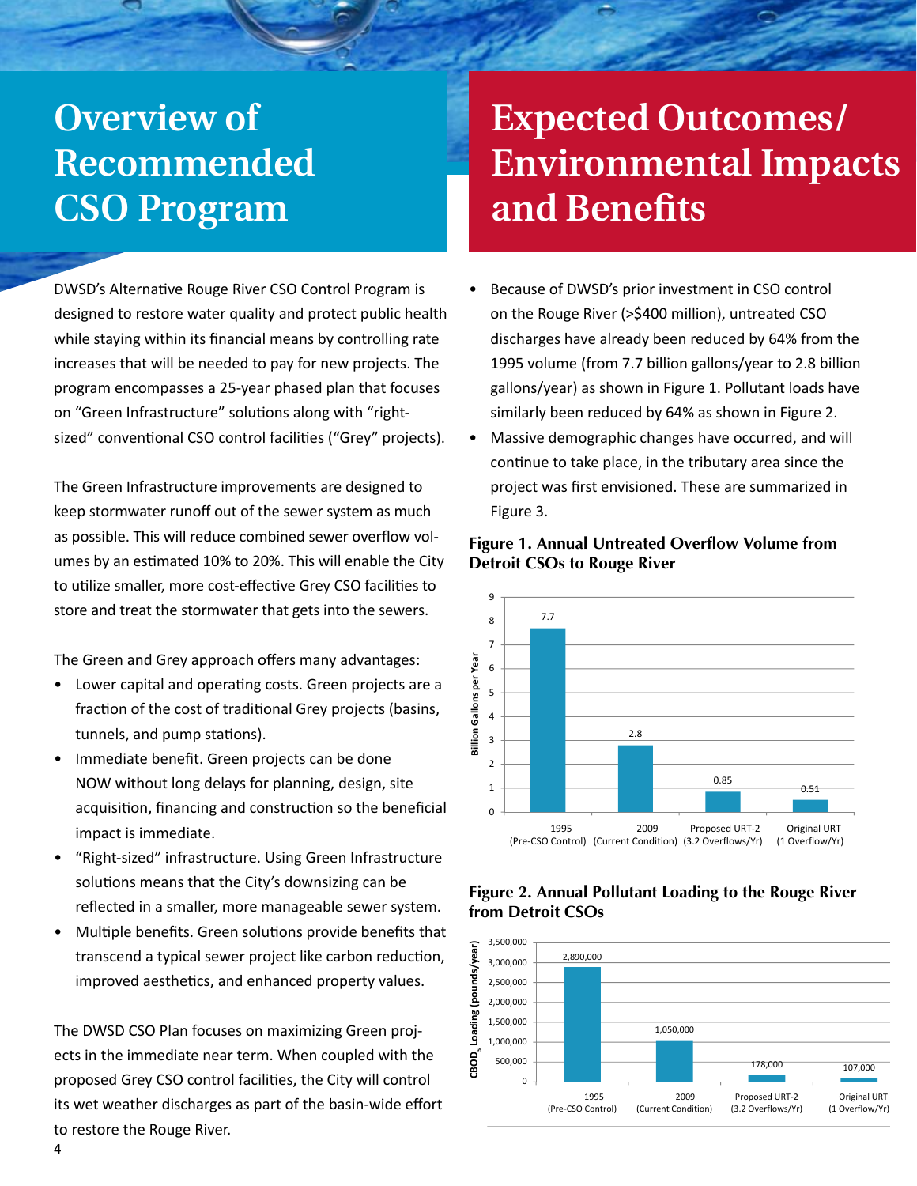# Overview of Recommended CSO Program

DWSD's Alternative Rouge River CSO Control Program is designed to restore water quality and protect public health while staying within its financial means by controlling rate increases that will be needed to pay for new projects. The program encompasses a 25-year phased plan that focuses on "Green Infrastructure" solutions along with "right-sized" conventional CSO control facilities ("Grey" projects).

The Green Infrastructure improvements are designed to keep stormwater runoff out of the sewer system as much as possible. This will reduce combined sewer overflow volumes by an estimated 10% to 20%. This will enable the City to utilize smaller, more cost-effective Grey CSO facilities to store and treat the stormwater that gets into the sewers.

The Green and Grey approach offers many advantages:

- Lower capital and operating costs. Green projects are a fraction of the cost of traditional Grey projects (basins, tunnels, and pump stations).
- Immediate benefit. Green projects can be done NOW without long delays for planning, design, site acquisition, financing and construction so the beneficial impact is immediate.
- "Right-sized" infrastructure. Using Green Infrastructure solutions means that the City's downsizing can be reflected in a smaller, more manageable sewer system.
- Multiple benefits. Green solutions provide benefits that transcend a typical sewer project like carbon reduction, improved aesthetics, and enhanced property values.

The DWSD CSO Plan focuses on maximizing Green projects in the immediate near term. When coupled with the proposed Grey CSO control facilities, the City will control its wet weather discharges as part of the basin-wide effort to restore the Rouge River.

# Expected Outcomes/ Environmental Impacts and Benefits

- Because of DWSD's prior investment in CSO control on the Rouge River (>$400 million), untreated CSO discharges have already been reduced by 64% from the 1995 volume (from 7.7 billion gallons/year to 2.8 billion gallons/year) as shown in Figure 1. Pollutant loads have similarly been reduced by 64% as shown in Figure 2.
- Massive demographic changes have occurred, and will continue to take place, in the tributary area since the project was first envisioned. These are summarized in Figure 3.

**Figure 1. Annual Untreated Overflow Volume from Detroit CSOs to Rouge River**

| Condition | Billion Gallons per Year |
|---|---|
| 1995 (Pre-CSO Control) | 7.7 |
| 2009 (Current Condition) | 2.8 |
| Proposed URT-2 (3.2 Overflows/Yr) | 0.85 |
| Original URT (1 Overflow/Yr) | 0.51 |

**Figure 2. Annual Pollutant Loading to the Rouge River from Detroit CSOs**

| Condition | $CBOD_5$ Loading (pounds/year) |
|---|---|
| 1995 (Pre-CSO Control) | 2,890,000 |
| 2009 (Current Condition) | 1,050,000 |
| Proposed URT-2 (3.2 Overflows/Yr) | 178,000 |
| Original URT (1 Overflow/Yr) | 107,000 |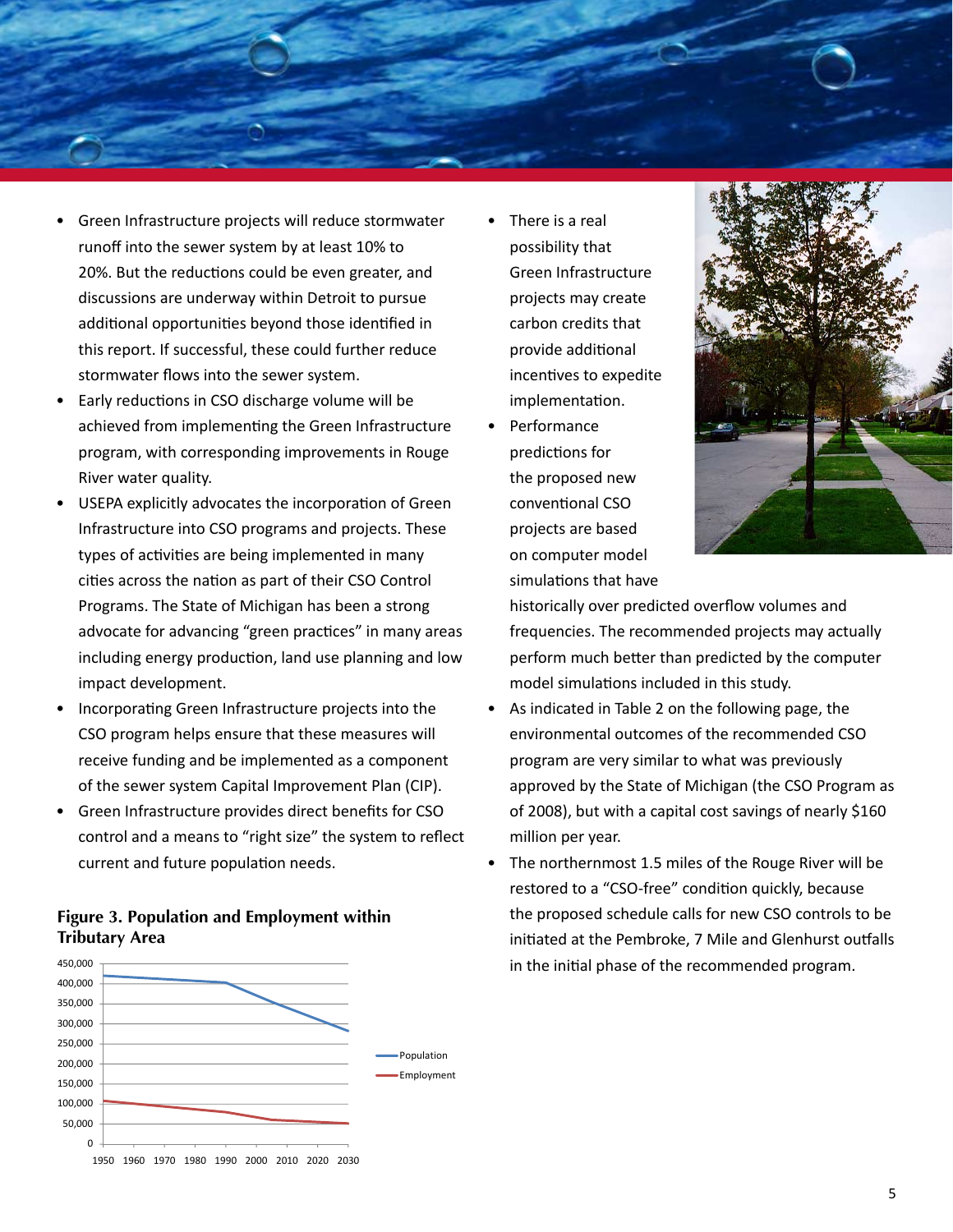- Green Infrastructure projects will reduce stormwater runoff into the sewer system by at least 10% to 20%. But the reductions could be even greater, and discussions are underway within Detroit to pursue additional opportunities beyond those identified in this report. If successful, these could further reduce stormwater flows into the sewer system.
- Early reductions in CSO discharge volume will be achieved from implementing the Green Infrastructure program, with corresponding improvements in Rouge River water quality.
- USEPA explicitly advocates the incorporation of Green Infrastructure into CSO programs and projects. These types of activities are being implemented in many cities across the nation as part of their CSO Control Programs. The State of Michigan has been a strong advocate for advancing "green practices" in many areas including energy production, land use planning and low impact development.
- Incorporating Green Infrastructure projects into the CSO program helps ensure that these measures will receive funding and be implemented as a component of the sewer system Capital Improvement Plan (CIP).
- Green Infrastructure provides direct benefits for CSO control and a means to "right size" the system to reflect current and future population needs.

**Figure 3. Population and Employment within Tributary Area**

- There is a real possibility that Green Infrastructure projects may create carbon credits that provide additional incentives to expedite implementation.
- Performance predictions for the proposed new conventional CSO projects are based on computer model simulations that have historically over predicted overflow volumes and frequencies. The recommended projects may actually perform much better than predicted by the computer model simulations included in this study.
- As indicated in Table 2 on the following page, the environmental outcomes of the recommended CSO program are very similar to what was previously approved by the State of Michigan (the CSO Program as of 2008), but with a capital cost savings of nearly $160 million per year.
- The northernmost 1.5 miles of the Rouge River will be restored to a "CSO-free" condition quickly, because the proposed schedule calls for new CSO controls to be initiated at the Pembroke, 7 Mile and Glenhurst outfalls in the initial phase of the recommended program.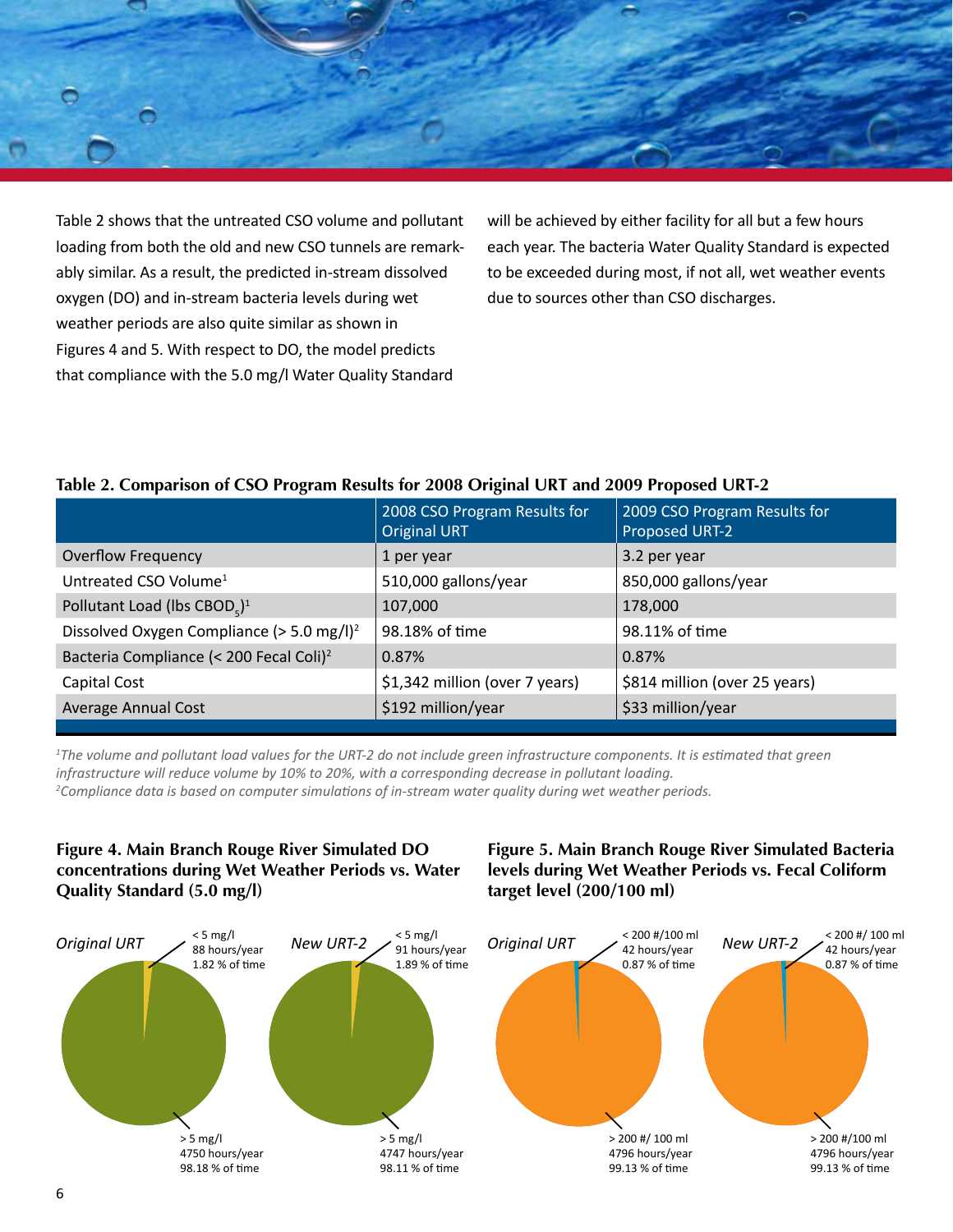Table 2 shows that the untreated CSO volume and pollutant loading from both the old and new CSO tunnels are remarkably similar. As a result, the predicted in-stream dissolved oxygen (DO) and in-stream bacteria levels during wet weather periods are also quite similar as shown in Figures 4 and 5. With respect to DO, the model predicts that compliance with the 5.0 mg/l Water Quality Standard will be achieved by either facility for all but a few hours each year. The bacteria Water Quality Standard is expected to be exceeded during most, if not all, wet weather events due to sources other than CSO discharges.

**Table 2. Comparison of CSO Program Results for 2008 Original URT and 2009 Proposed URT-2**

| | 2008 CSO Program Results for Original URT | 2009 CSO Program Results for Proposed URT-2 |
|---|---|---|
| Overflow Frequency | 1 per year | 3.2 per year |
| Untreated CSO Volume[1] | 510,000 gallons/year | 850,000 gallons/year |
| Pollutant Load (lbs $CBOD_5$)[1] | 107,000 | 178,000 |
| Dissolved Oxygen Compliance (> 5.0 mg/l)[2] | 98.18% of time | 98.11% of time |
| Bacteria Compliance (< 200 Fecal Coli)[2] | 0.87% | 0.87% |
| Capital Cost | $1,342 million (over 7 years) | $814 million (over 25 years) |
| Average Annual Cost | $192 million/year | $33 million/year |

*[1]The volume and pollutant load values for the URT-2 do not include green infrastructure components. It is estimated that green infrastructure will reduce volume by 10% to 20%, with a corresponding decrease in pollutant loading.*
*[2]Compliance data is based on computer simulations of in-stream water quality during wet weather periods.*

**Figure 4. Main Branch Rouge River Simulated DO concentrations during Wet Weather Periods vs. Water Quality Standard (5.0 mg/l)**

*Original URT*
- < 5 mg/l: 88 hours/year, 1.82 % of time
- > 5 mg/l: 4750 hours/year, 98.18 % of time

*New URT-2*
- < 5 mg/l: 91 hours/year, 1.89 % of time
- > 5 mg/l: 4747 hours/year, 98.11 % of time

**Figure 5. Main Branch Rouge River Simulated Bacteria levels during Wet Weather Periods vs. Fecal Coliform target level (200/100 ml)**

*Original URT*
- < 200 #/100 ml: 42 hours/year, 0.87 % of time
- > 200 #/ 100 ml: 4796 hours/year, 99.13 % of time

*New URT-2*
- < 200 #/ 100 ml: 42 hours/year, 0.87 % of time
- > 200 #/100 ml: 4796 hours/year, 99.13 % of time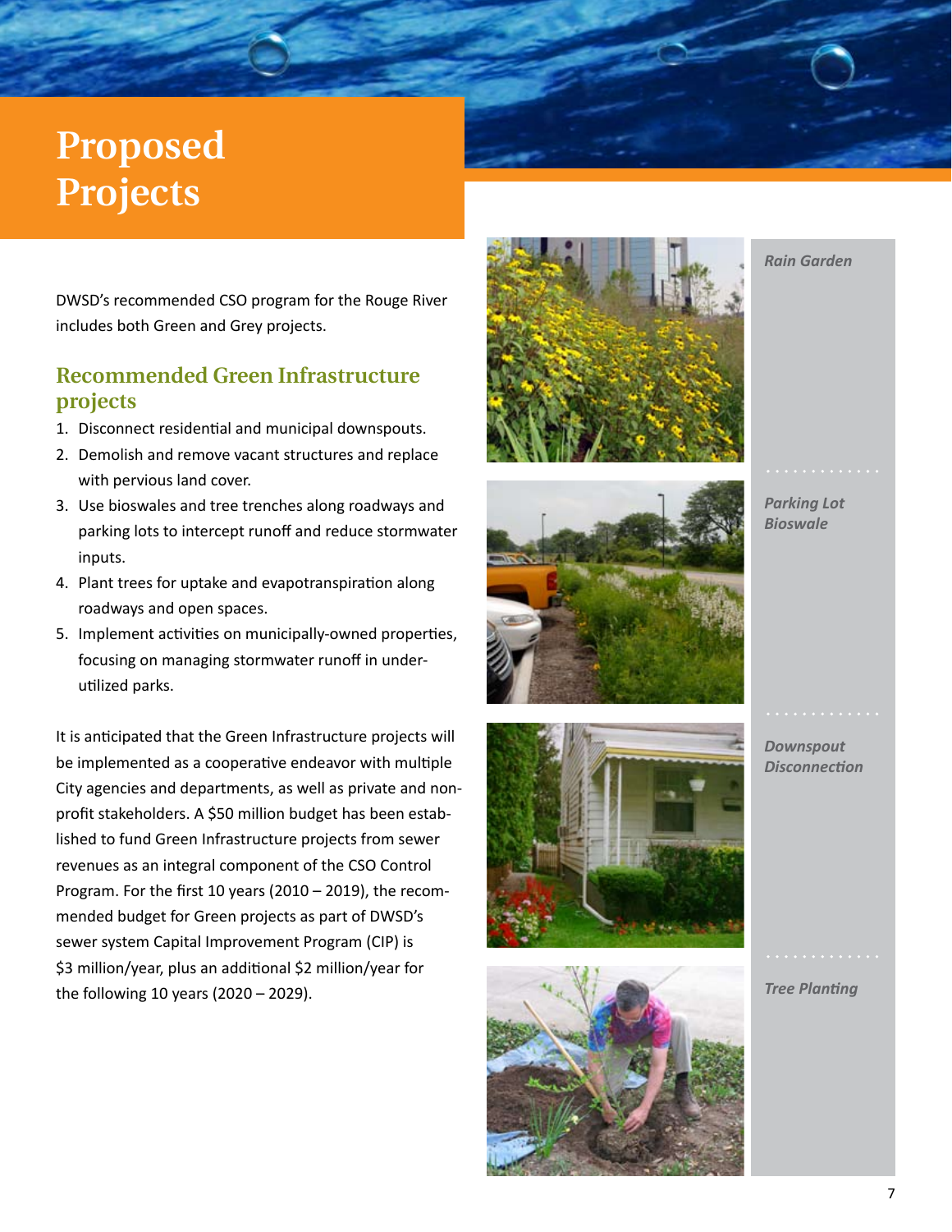# Proposed Projects

DWSD's recommended CSO program for the Rouge River includes both Green and Grey projects.

## Recommended Green Infrastructure projects

1. Disconnect residential and municipal downspouts.
2. Demolish and remove vacant structures and replace with pervious land cover.
3. Use bioswales and tree trenches along roadways and parking lots to intercept runoff and reduce stormwater inputs.
4. Plant trees for uptake and evapotranspiration along roadways and open spaces.
5. Implement activities on municipally-owned properties, focusing on managing stormwater runoff in under-utilized parks.

It is anticipated that the Green Infrastructure projects will be implemented as a cooperative endeavor with multiple City agencies and departments, as well as private and non-profit stakeholders. A $50 million budget has been established to fund Green Infrastructure projects from sewer revenues as an integral component of the CSO Control Program. For the first 10 years (2010 – 2019), the recommended budget for Green projects as part of DWSD's sewer system Capital Improvement Program (CIP) is $3 million/year, plus an additional $2 million/year for the following 10 years (2020 – 2029).

*Rain Garden*

*Parking Lot Bioswale*

*Downspout Disconnection*

*Tree Planting*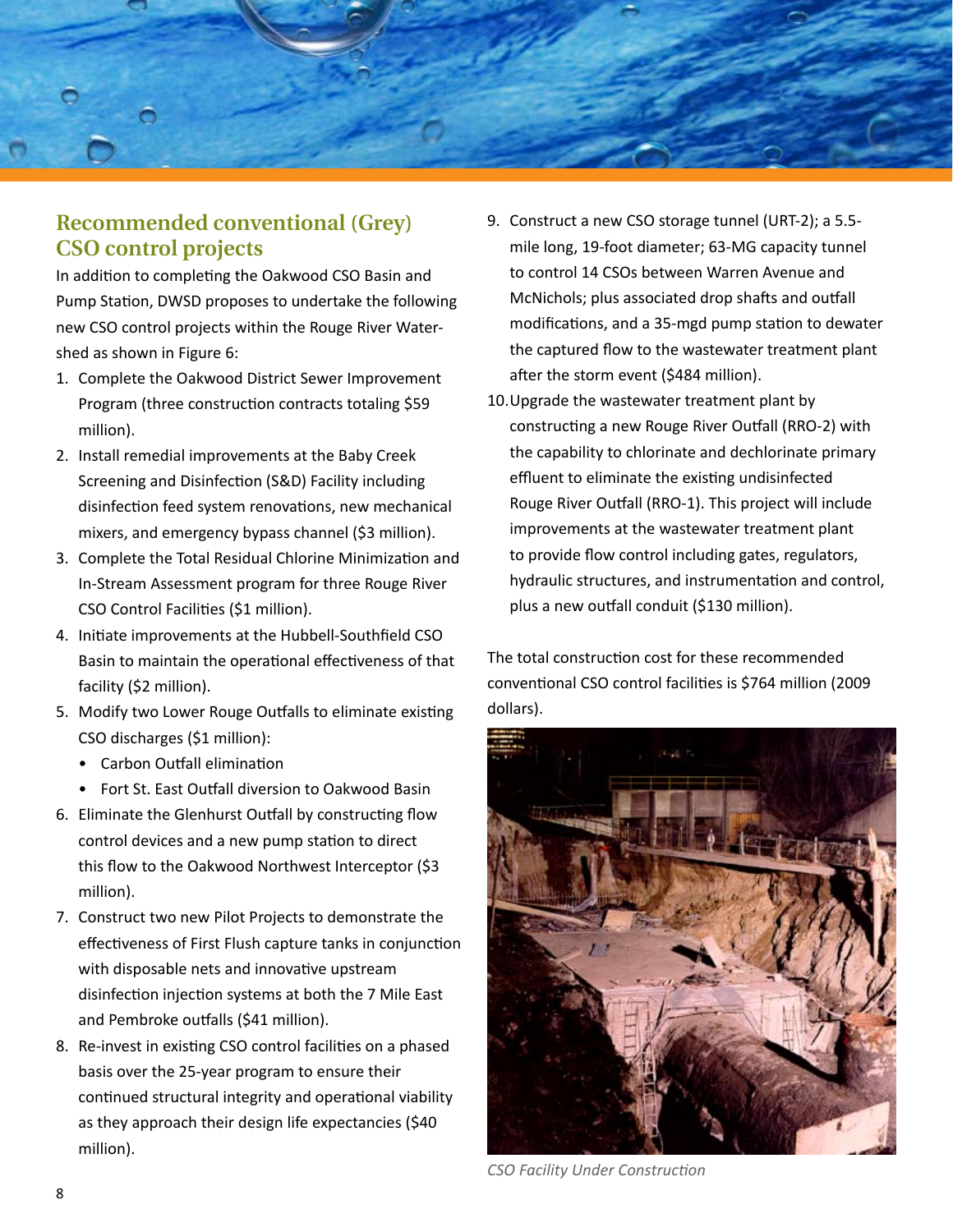## Recommended conventional (Grey) CSO control projects

In addition to completing the Oakwood CSO Basin and Pump Station, DWSD proposes to undertake the following new CSO control projects within the Rouge River Watershed as shown in Figure 6:

1. Complete the Oakwood District Sewer Improvement Program (three construction contracts totaling $59 million).
2. Install remedial improvements at the Baby Creek Screening and Disinfection (S&D) Facility including disinfection feed system renovations, new mechanical mixers, and emergency bypass channel ($3 million).
3. Complete the Total Residual Chlorine Minimization and In-Stream Assessment program for three Rouge River CSO Control Facilities ($1 million).
4. Initiate improvements at the Hubbell-Southfield CSO Basin to maintain the operational effectiveness of that facility ($2 million).
5. Modify two Lower Rouge Outfalls to eliminate existing CSO discharges ($1 million):
   - Carbon Outfall elimination
   - Fort St. East Outfall diversion to Oakwood Basin
6. Eliminate the Glenhurst Outfall by constructing flow control devices and a new pump station to direct this flow to the Oakwood Northwest Interceptor ($3 million).
7. Construct two new Pilot Projects to demonstrate the effectiveness of First Flush capture tanks in conjunction with disposable nets and innovative upstream disinfection injection systems at both the 7 Mile East and Pembroke outfalls ($41 million).
8. Re-invest in existing CSO control facilities on a phased basis over the 25-year program to ensure their continued structural integrity and operational viability as they approach their design life expectancies ($40 million).
9. Construct a new CSO storage tunnel (URT-2); a 5.5-mile long, 19-foot diameter; 63-MG capacity tunnel to control 14 CSOs between Warren Avenue and McNichols; plus associated drop shafts and outfall modifications, and a 35-mgd pump station to dewater the captured flow to the wastewater treatment plant after the storm event ($484 million).
10. Upgrade the wastewater treatment plant by constructing a new Rouge River Outfall (RRO-2) with the capability to chlorinate and dechlorinate primary effluent to eliminate the existing undisinfected Rouge River Outfall (RRO-1). This project will include improvements at the wastewater treatment plant to provide flow control including gates, regulators, hydraulic structures, and instrumentation and control, plus a new outfall conduit ($130 million).

The total construction cost for these recommended conventional CSO control facilities is $764 million (2009 dollars).

*CSO Facility Under Construction*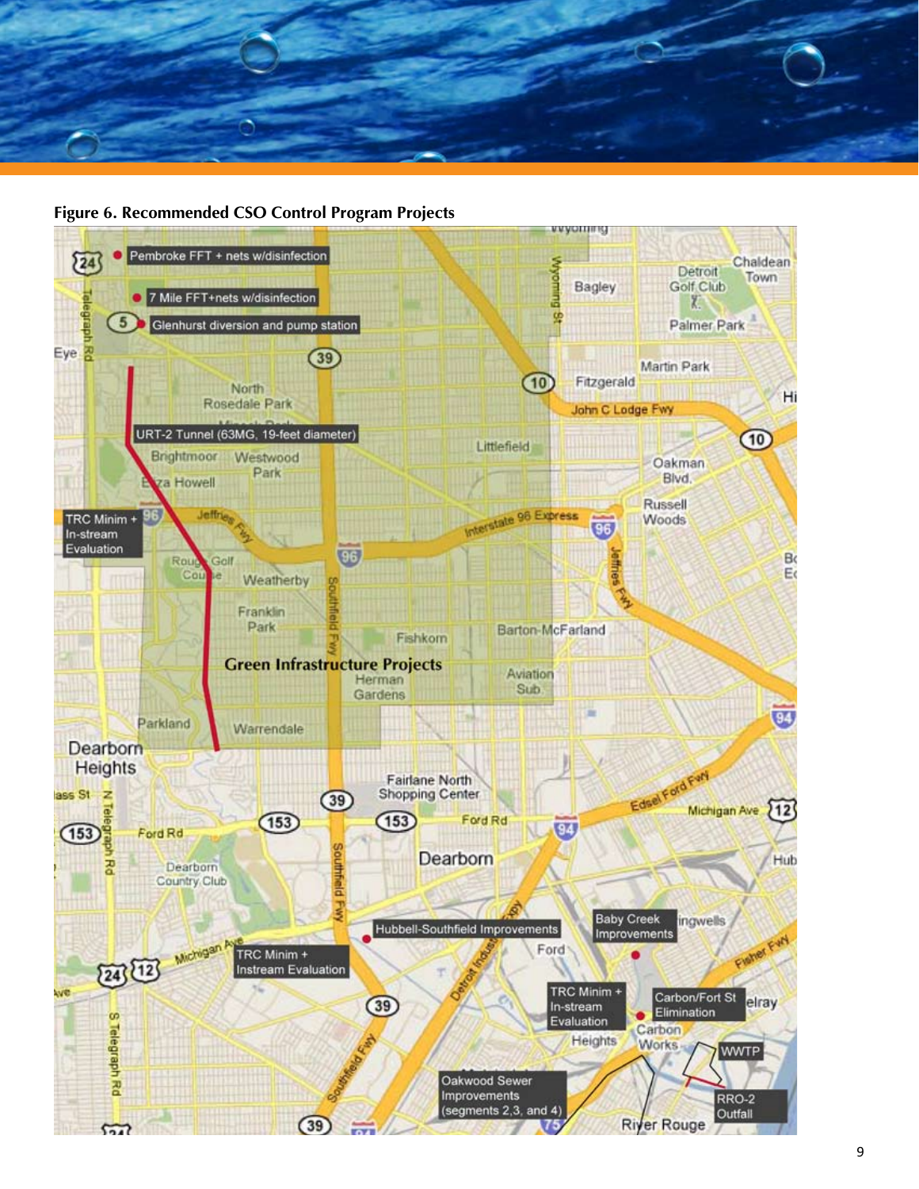**Figure 6. Recommended CSO Control Program Projects**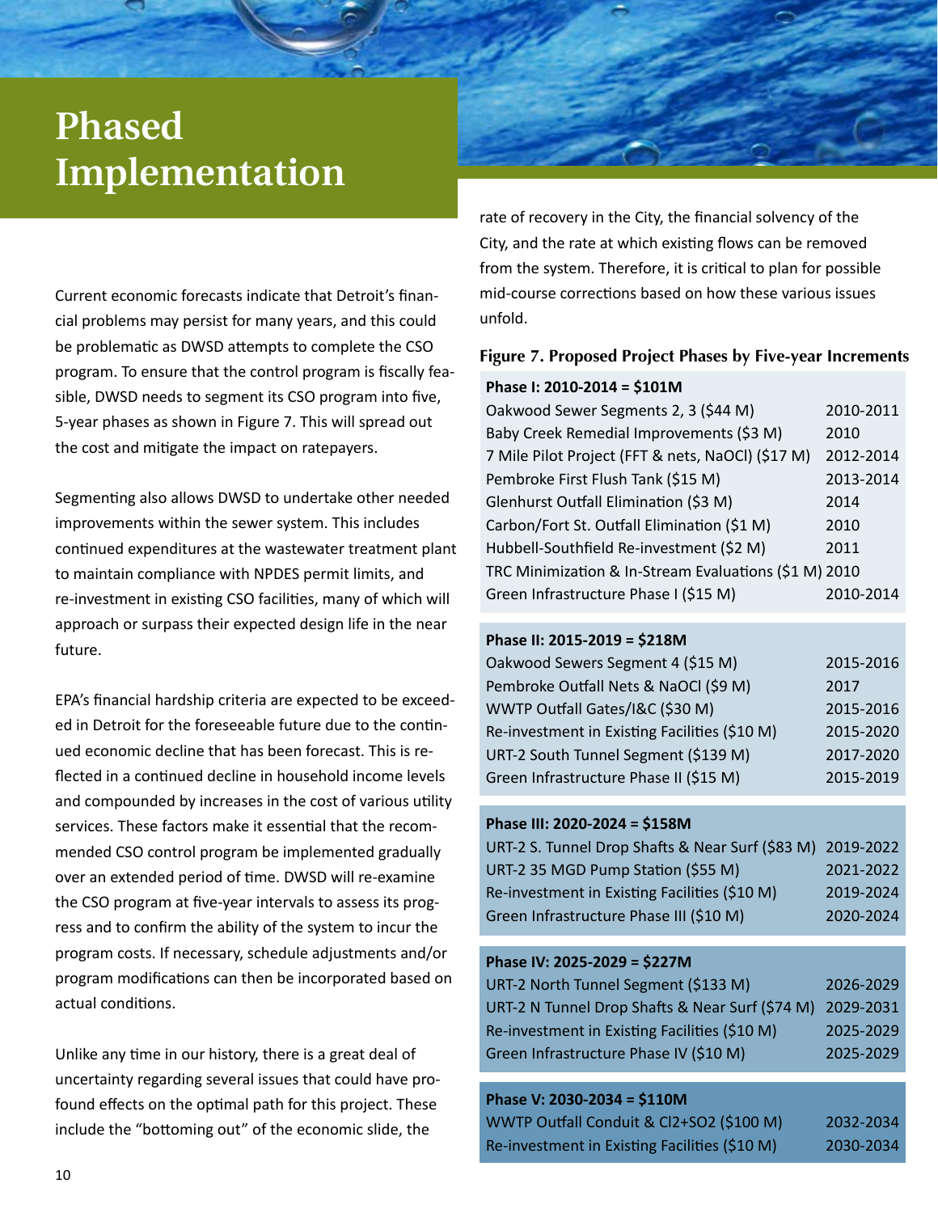# Phased Implementation

Current economic forecasts indicate that Detroit's financial problems may persist for many years, and this could be problematic as DWSD attempts to complete the CSO program. To ensure that the control program is fiscally feasible, DWSD needs to segment its CSO program into five, 5-year phases as shown in Figure 7. This will spread out the cost and mitigate the impact on ratepayers.

Segmenting also allows DWSD to undertake other needed improvements within the sewer system. This includes continued expenditures at the wastewater treatment plant to maintain compliance with NPDES permit limits, and re-investment in existing CSO facilities, many of which will approach or surpass their expected design life in the near future.

EPA's financial hardship criteria are expected to be exceeded in Detroit for the foreseeable future due to the continued economic decline that has been forecast. This is reflected in a continued decline in household income levels and compounded by increases in the cost of various utility services. These factors make it essential that the recommended CSO control program be implemented gradually over an extended period of time. DWSD will re-examine the CSO program at five-year intervals to assess its progress and to confirm the ability of the system to incur the program costs. If necessary, schedule adjustments and/or program modifications can then be incorporated based on actual conditions.

Unlike any time in our history, there is a great deal of uncertainty regarding several issues that could have profound effects on the optimal path for this project. These include the "bottoming out" of the economic slide, the rate of recovery in the City, the financial solvency of the City, and the rate at which existing flows can be removed from the system. Therefore, it is critical to plan for possible mid-course corrections based on how these various issues unfold.

**Figure 7. Proposed Project Phases by Five-year Increments**

| Project | Years |
|---|---|
| **Phase I: 2010-2014 = $101M** | |
| Oakwood Sewer Segments 2, 3 ($44 M) | 2010-2011 |
| Baby Creek Remedial Improvements ($3 M) | 2010 |
| 7 Mile Pilot Project (FFT & nets, NaOCl) ($17 M) | 2012-2014 |
| Pembroke First Flush Tank ($15 M) | 2013-2014 |
| Glenhurst Outfall Elimination ($3 M) | 2014 |
| Carbon/Fort St. Outfall Elimination ($1 M) | 2010 |
| Hubbell-Southfield Re-investment ($2 M) | 2011 |
| TRC Minimization & In-Stream Evaluations ($1 M) | 2010 |
| Green Infrastructure Phase I ($15 M) | 2010-2014 |
| **Phase II: 2015-2019 = $218M** | |
| Oakwood Sewers Segment 4 ($15 M) | 2015-2016 |
| Pembroke Outfall Nets & NaOCl ($9 M) | 2017 |
| WWTP Outfall Gates/I&C ($30 M) | 2015-2016 |
| Re-investment in Existing Facilities ($10 M) | 2015-2020 |
| URT-2 South Tunnel Segment ($139 M) | 2017-2020 |
| Green Infrastructure Phase II ($15 M) | 2015-2019 |
| **Phase III: 2020-2024 = $158M** | |
| URT-2 S. Tunnel Drop Shafts & Near Surf ($83 M) | 2019-2022 |
| URT-2 35 MGD Pump Station ($55 M) | 2021-2022 |
| Re-investment in Existing Facilities ($10 M) | 2019-2024 |
| Green Infrastructure Phase III ($10 M) | 2020-2024 |
| **Phase IV: 2025-2029 = $227M** | |
| URT-2 North Tunnel Segment ($133 M) | 2026-2029 |
| URT-2 N Tunnel Drop Shafts & Near Surf ($74 M) | 2029-2031 |
| Re-investment in Existing Facilities ($10 M) | 2025-2029 |
| Green Infrastructure Phase IV ($10 M) | 2025-2029 |
| **Phase V: 2030-2034 = $110M** | |
| WWTP Outfall Conduit & Cl2+SO2 ($100 M) | 2032-2034 |
| Re-investment in Existing Facilities ($10 M) | 2030-2034 |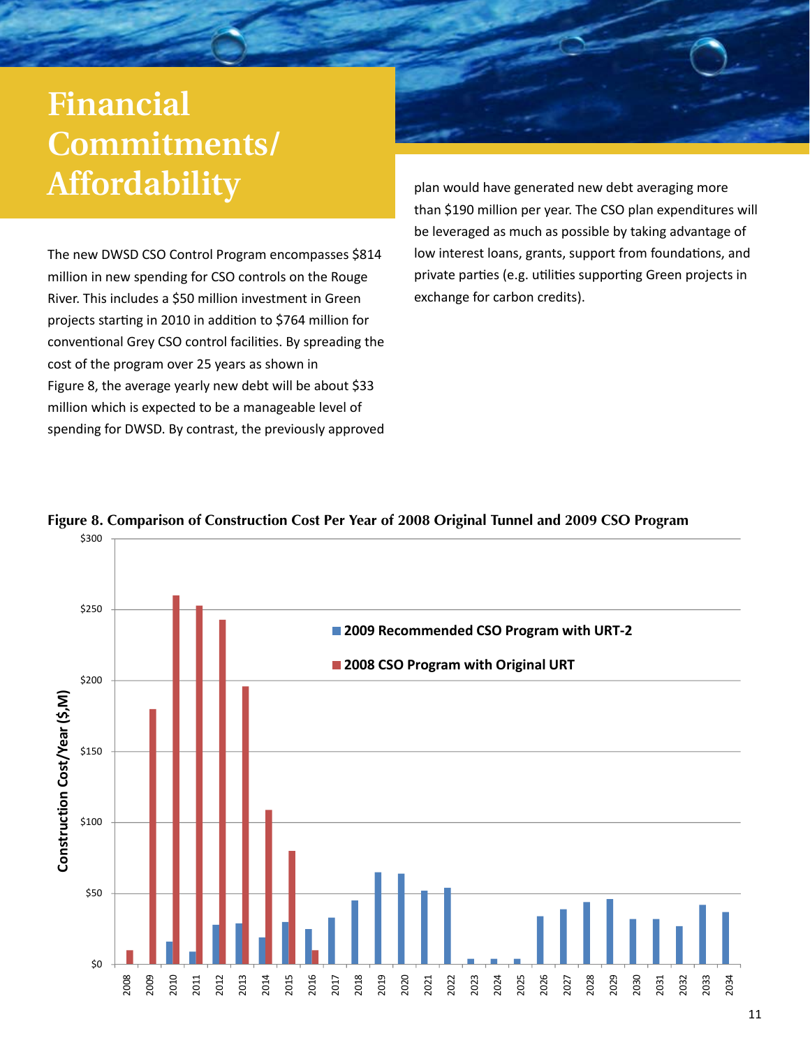# Financial Commitments/ Affordability

The new DWSD CSO Control Program encompasses $814 million in new spending for CSO controls on the Rouge River. This includes a $50 million investment in Green projects starting in 2010 in addition to $764 million for conventional Grey CSO control facilities. By spreading the cost of the program over 25 years as shown in Figure 8, the average yearly new debt will be about $33 million which is expected to be a manageable level of spending for DWSD. By contrast, the previously approved plan would have generated new debt averaging more than $190 million per year. The CSO plan expenditures will be leveraged as much as possible by taking advantage of low interest loans, grants, support from foundations, and private parties (e.g. utilities supporting Green projects in exchange for carbon credits).

**Figure 8. Comparison of Construction Cost Per Year of 2008 Original Tunnel and 2009 CSO Program**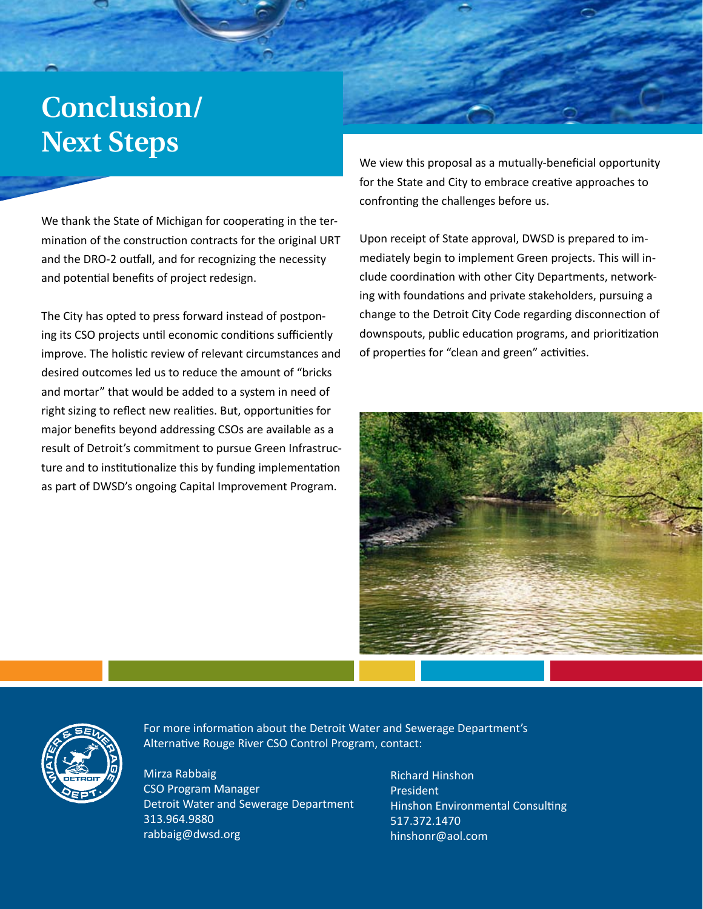# Conclusion/ Next Steps

We thank the State of Michigan for cooperating in the termination of the construction contracts for the original URT and the DRO-2 outfall, and for recognizing the necessity and potential benefits of project redesign.

The City has opted to press forward instead of postponing its CSO projects until economic conditions sufficiently improve. The holistic review of relevant circumstances and desired outcomes led us to reduce the amount of "bricks and mortar" that would be added to a system in need of right sizing to reflect new realities. But, opportunities for major benefits beyond addressing CSOs are available as a result of Detroit's commitment to pursue Green Infrastructure and to institutionalize this by funding implementation as part of DWSD's ongoing Capital Improvement Program.

We view this proposal as a mutually-beneficial opportunity for the State and City to embrace creative approaches to confronting the challenges before us.

Upon receipt of State approval, DWSD is prepared to immediately begin to implement Green projects. This will include coordination with other City Departments, networking with foundations and private stakeholders, pursuing a change to the Detroit City Code regarding disconnection of downspouts, public education programs, and prioritization of properties for "clean and green" activities.

For more information about the Detroit Water and Sewerage Department's Alternative Rouge River CSO Control Program, contact:

Mirza Rabbaig
CSO Program Manager
Detroit Water and Sewerage Department
313.964.9880
rabbaig@dwsd.org

Richard Hinshon
President
Hinshon Environmental Consulting
517.372.1470
hinshonr@aol.com